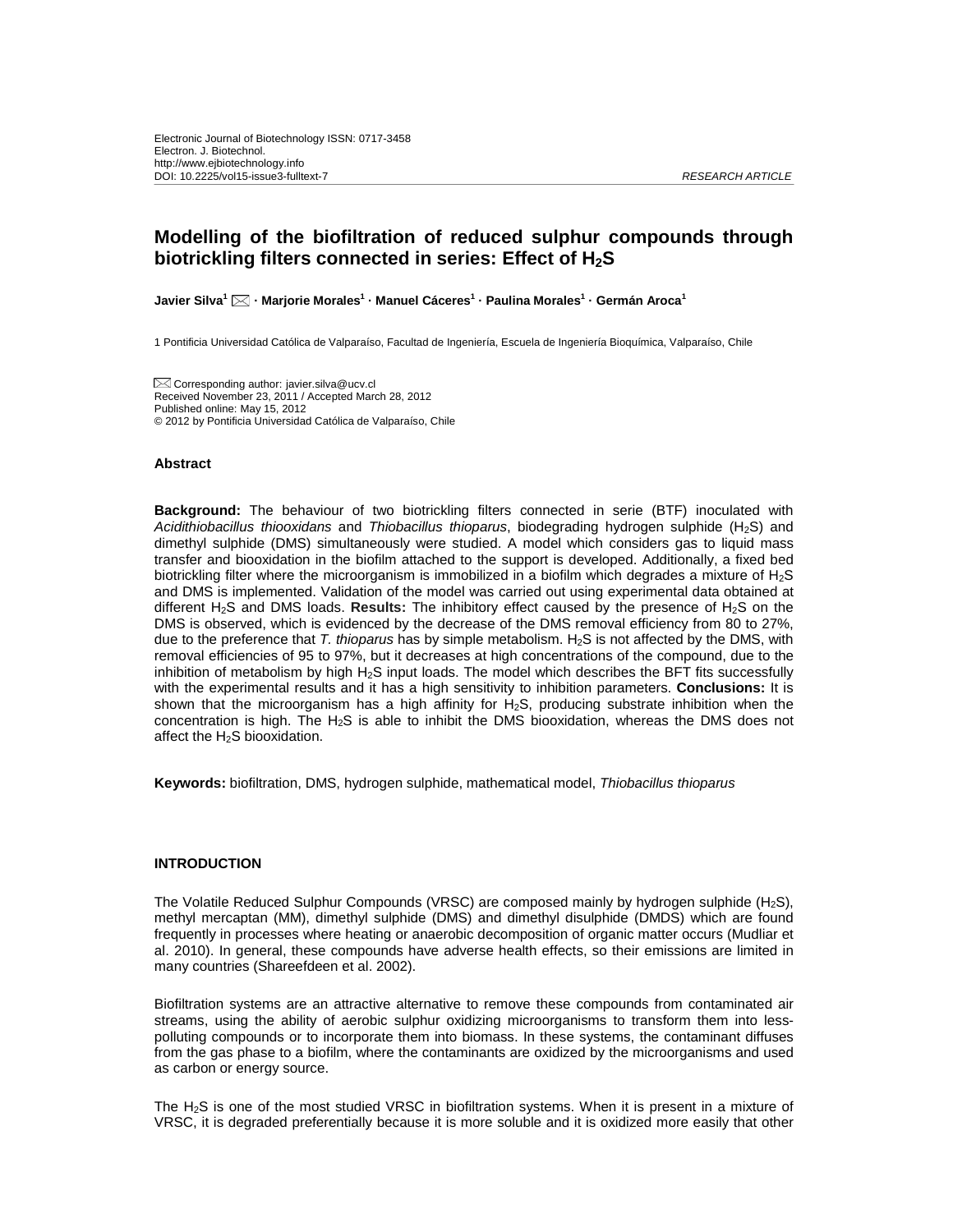Electronic Journal of Biotechnology ISSN: 0717-3458
Electron. J. Biotechnol.
http://www.ejbiotechnology.info
DOI: 10.2225/vol15-issue3-fulltext-7

*RESEARCH ARTICLE*

# Modelling of the biofiltration of reduced sulphur compounds through biotrickling filters connected in series: Effect of $H_2S$

**Javier Silva[1] · Marjorie Morales[1] · Manuel Cáceres[1] · Paulina Morales[1] · Germán Aroca[1]**

1 Pontificia Universidad Católica de Valparaíso, Facultad de Ingeniería, Escuela de Ingeniería Bioquímica, Valparaíso, Chile

Corresponding author: javier.silva@ucv.cl
Received November 23, 2011 / Accepted March 28, 2012
Published online: May 15, 2012
© 2012 by Pontificia Universidad Católica de Valparaíso, Chile

## Abstract

**Background:** The behaviour of two biotrickling filters connected in serie (BTF) inoculated with *Acidithiobacillus thiooxidans* and *Thiobacillus thioparus*, biodegrading hydrogen sulphide ($H_2S$) and dimethyl sulphide (DMS) simultaneously were studied. A model which considers gas to liquid mass transfer and biooxidation in the biofilm attached to the support is developed. Additionally, a fixed bed biotrickling filter where the microorganism is immobilized in a biofilm which degrades a mixture of $H_2S$ and DMS is implemented. Validation of the model was carried out using experimental data obtained at different $H_2S$ and DMS loads. **Results:** The inhibitory effect caused by the presence of $H_2S$ on the DMS is observed, which is evidenced by the decrease of the DMS removal efficiency from 80 to 27%, due to the preference that *T. thioparus* has by simple metabolism. $H_2S$ is not affected by the DMS, with removal efficiencies of 95 to 97%, but it decreases at high concentrations of the compound, due to the inhibition of metabolism by high $H_2S$ input loads. The model which describes the BFT fits successfully with the experimental results and it has a high sensitivity to inhibition parameters. **Conclusions:** It is shown that the microorganism has a high affinity for $H_2S$, producing substrate inhibition when the concentration is high. The $H_2S$ is able to inhibit the DMS biooxidation, whereas the DMS does not affect the $H_2S$ biooxidation.

**Keywords:** biofiltration, DMS, hydrogen sulphide, mathematical model, *Thiobacillus thioparus*

## INTRODUCTION

The Volatile Reduced Sulphur Compounds (VRSC) are composed mainly by hydrogen sulphide ($H_2S$), methyl mercaptan (MM), dimethyl sulphide (DMS) and dimethyl disulphide (DMDS) which are found frequently in processes where heating or anaerobic decomposition of organic matter occurs (Mudliar et al. 2010). In general, these compounds have adverse health effects, so their emissions are limited in many countries (Shareefdeen et al. 2002).

Biofiltration systems are an attractive alternative to remove these compounds from contaminated air streams, using the ability of aerobic sulphur oxidizing microorganisms to transform them into less-polluting compounds or to incorporate them into biomass. In these systems, the contaminant diffuses from the gas phase to a biofilm, where the contaminants are oxidized by the microorganisms and used as carbon or energy source.

The $H_2S$ is one of the most studied VRSC in biofiltration systems. When it is present in a mixture of VRSC, it is degraded preferentially because it is more soluble and it is oxidized more easily that other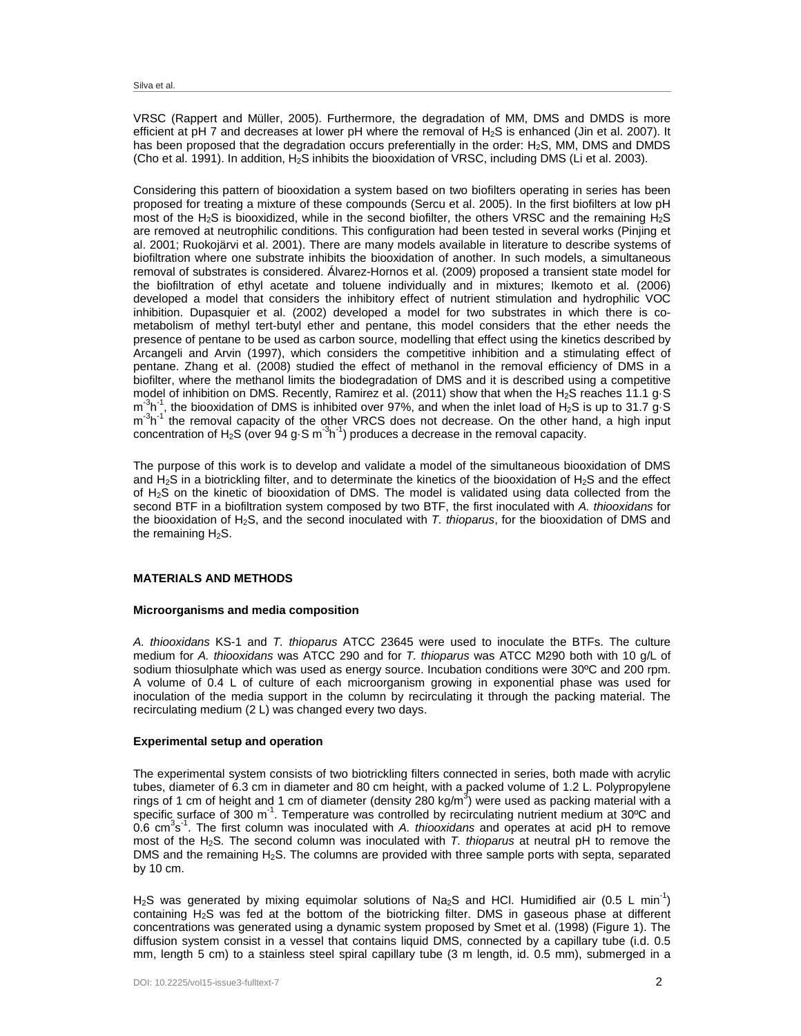VRSC (Rappert and Müller, 2005). Furthermore, the degradation of MM, DMS and DMDS is more efficient at pH 7 and decreases at lower pH where the removal of $H_2S$ is enhanced (Jin et al. 2007). It has been proposed that the degradation occurs preferentially in the order: $H_2S$, MM, DMS and DMDS (Cho et al. 1991). In addition, $H_2S$ inhibits the biooxidation of VRSC, including DMS (Li et al. 2003).

Considering this pattern of biooxidation a system based on two biofilters operating in series has been proposed for treating a mixture of these compounds (Sercu et al. 2005). In the first biofilters at low pH most of the $H_2S$ is biooxidized, while in the second biofilter, the others VRSC and the remaining $H_2S$ are removed at neutrophilic conditions. This configuration had been tested in several works (Pinjing et al. 2001; Ruokojärvi et al. 2001). There are many models available in literature to describe systems of biofiltration where one substrate inhibits the biooxidation of another. In such models, a simultaneous removal of substrates is considered. Álvarez-Hornos et al. (2009) proposed a transient state model for the biofiltration of ethyl acetate and toluene individually and in mixtures; Ikemoto et al. (2006) developed a model that considers the inhibitory effect of nutrient stimulation and hydrophilic VOC inhibition. Dupasquier et al. (2002) developed a model for two substrates in which there is co-metabolism of methyl tert-butyl ether and pentane, this model considers that the ether needs the presence of pentane to be used as carbon source, modelling that effect using the kinetics described by Arcangeli and Arvin (1997), which considers the competitive inhibition and a stimulating effect of pentane. Zhang et al. (2008) studied the effect of methanol in the removal efficiency of DMS in a biofilter, where the methanol limits the biodegradation of DMS and it is described using a competitive model of inhibition on DMS. Recently, Ramirez et al. (2011) show that when the $H_2S$ reaches 11.1 g·S $m^{-3}h^{-1}$, the biooxidation of DMS is inhibited over 97%, and when the inlet load of $H_2S$ is up to 31.7 g·S $m^{-3}h^{-1}$ the removal capacity of the other VRCS does not decrease. On the other hand, a high input concentration of $H_2S$ (over 94 g·S $m^{-3}h^{-1}$) produces a decrease in the removal capacity.

The purpose of this work is to develop and validate a model of the simultaneous biooxidation of DMS and $H_2S$ in a biotrickling filter, and to determinate the kinetics of the biooxidation of $H_2S$ and the effect of $H_2S$ on the kinetic of biooxidation of DMS. The model is validated using data collected from the second BTF in a biofiltration system composed by two BTF, the first inoculated with *A. thiooxidans* for the biooxidation of $H_2S$, and the second inoculated with *T. thioparus*, for the biooxidation of DMS and the remaining $H_2S$.

## MATERIALS AND METHODS

### Microorganisms and media composition

*A. thiooxidans* KS-1 and *T. thioparus* ATCC 23645 were used to inoculate the BTFs. The culture medium for *A. thiooxidans* was ATCC 290 and for *T. thioparus* was ATCC M290 both with 10 g/L of sodium thiosulphate which was used as energy source. Incubation conditions were 30ºC and 200 rpm. A volume of 0.4 L of culture of each microorganism growing in exponential phase was used for inoculation of the media support in the column by recirculating it through the packing material. The recirculating medium (2 L) was changed every two days.

### Experimental setup and operation

The experimental system consists of two biotrickling filters connected in series, both made with acrylic tubes, diameter of 6.3 cm in diameter and 80 cm height, with a packed volume of 1.2 L. Polypropylene rings of 1 cm of height and 1 cm of diameter (density 280 kg/$m^3$) were used as packing material with a specific surface of 300 $m^{-1}$. Temperature was controlled by recirculating nutrient medium at 30ºC and 0.6 $cm^3s^{-1}$. The first column was inoculated with *A. thiooxidans* and operates at acid pH to remove most of the $H_2S$. The second column was inoculated with *T. thioparus* at neutral pH to remove the DMS and the remaining $H_2S$. The columns are provided with three sample ports with septa, separated by 10 cm.

$H_2S$ was generated by mixing equimolar solutions of $Na_2S$ and HCl. Humidified air (0.5 L $min^{-1}$) containing $H_2S$ was fed at the bottom of the biotrickling filter. DMS in gaseous phase at different concentrations was generated using a dynamic system proposed by Smet et al. (1998) (Figure 1). The diffusion system consist in a vessel that contains liquid DMS, connected by a capillary tube (i.d. 0.5 mm, length 5 cm) to a stainless steel spiral capillary tube (3 m length, id. 0.5 mm), submerged in a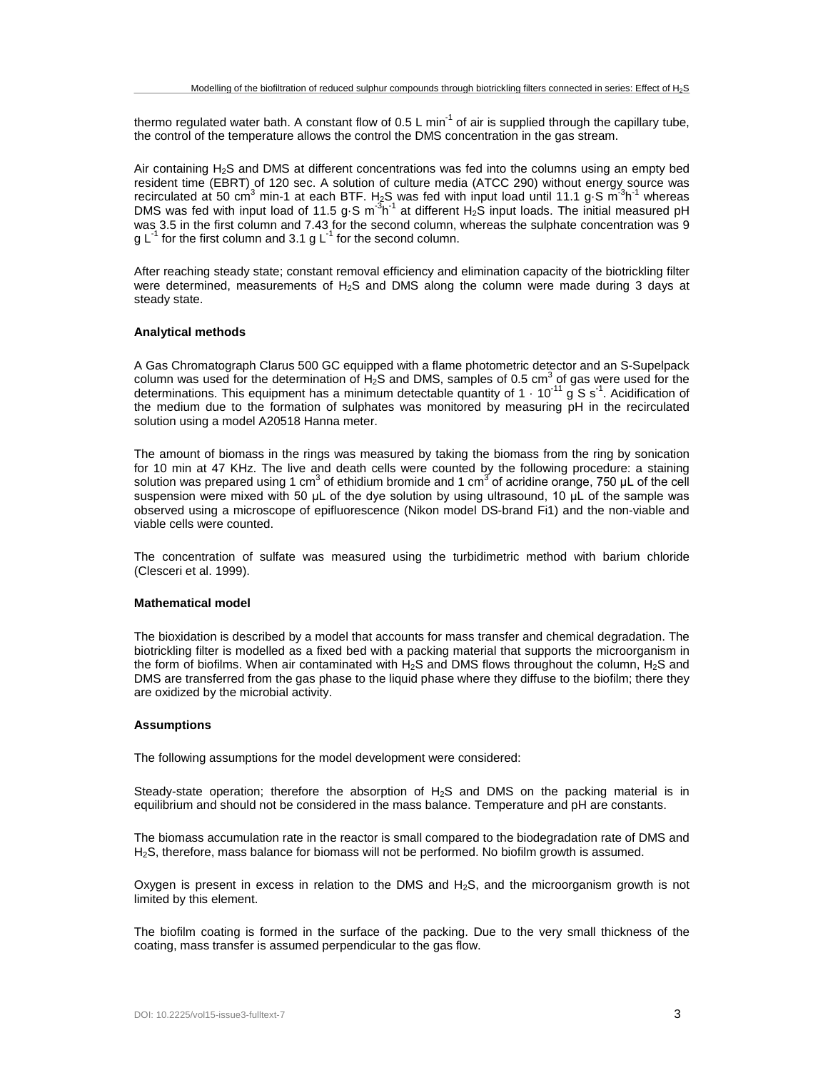thermo regulated water bath. A constant flow of 0.5 L $min^{-1}$ of air is supplied through the capillary tube, the control of the temperature allows the control the DMS concentration in the gas stream.

Air containing $H_2S$ and DMS at different concentrations was fed into the columns using an empty bed resident time (EBRT) of 120 sec. A solution of culture media (ATCC 290) without energy source was recirculated at 50 $cm^3$ min-1 at each BTF. $H_2S$ was fed with input load until 11.1 g·S $m^{-3}h^{-1}$ whereas DMS was fed with input load of 11.5 g·S $m^{-3}h^{-1}$ at different $H_2S$ input loads. The initial measured pH was 3.5 in the first column and 7.43 for the second column, whereas the sulphate concentration was 9 g $L^{-1}$ for the first column and 3.1 g $L^{-1}$ for the second column.

After reaching steady state; constant removal efficiency and elimination capacity of the biotrickling filter were determined, measurements of $H_2S$ and DMS along the column were made during 3 days at steady state.

**Analytical methods**

A Gas Chromatograph Clarus 500 GC equipped with a flame photometric detector and an S-Supelpack column was used for the determination of $H_2S$ and DMS, samples of 0.5 $cm^3$ of gas were used for the determinations. This equipment has a minimum detectable quantity of $1 \cdot 10^{-11}$ g S $s^{-1}$. Acidification of the medium due to the formation of sulphates was monitored by measuring pH in the recirculated solution using a model A20518 Hanna meter.

The amount of biomass in the rings was measured by taking the biomass from the ring by sonication for 10 min at 47 KHz. The live and death cells were counted by the following procedure: a staining solution was prepared using 1 $cm^3$ of ethidium bromide and 1 $cm^3$ of acridine orange, 750 µL of the cell suspension were mixed with 50 µL of the dye solution by using ultrasound, 10 µL of the sample was observed using a microscope of epifluorescence (Nikon model DS-brand Fi1) and the non-viable and viable cells were counted.

The concentration of sulfate was measured using the turbidimetric method with barium chloride (Clesceri et al. 1999).

**Mathematical model**

The bioxidation is described by a model that accounts for mass transfer and chemical degradation. The biotrickling filter is modelled as a fixed bed with a packing material that supports the microorganism in the form of biofilms. When air contaminated with $H_2S$ and DMS flows throughout the column, $H_2S$ and DMS are transferred from the gas phase to the liquid phase where they diffuse to the biofilm; there they are oxidized by the microbial activity.

**Assumptions**

The following assumptions for the model development were considered:

Steady-state operation; therefore the absorption of $H_2S$ and DMS on the packing material is in equilibrium and should not be considered in the mass balance. Temperature and pH are constants.

The biomass accumulation rate in the reactor is small compared to the biodegradation rate of DMS and $H_2S$, therefore, mass balance for biomass will not be performed. No biofilm growth is assumed.

Oxygen is present in excess in relation to the DMS and $H_2S$, and the microorganism growth is not limited by this element.

The biofilm coating is formed in the surface of the packing. Due to the very small thickness of the coating, mass transfer is assumed perpendicular to the gas flow.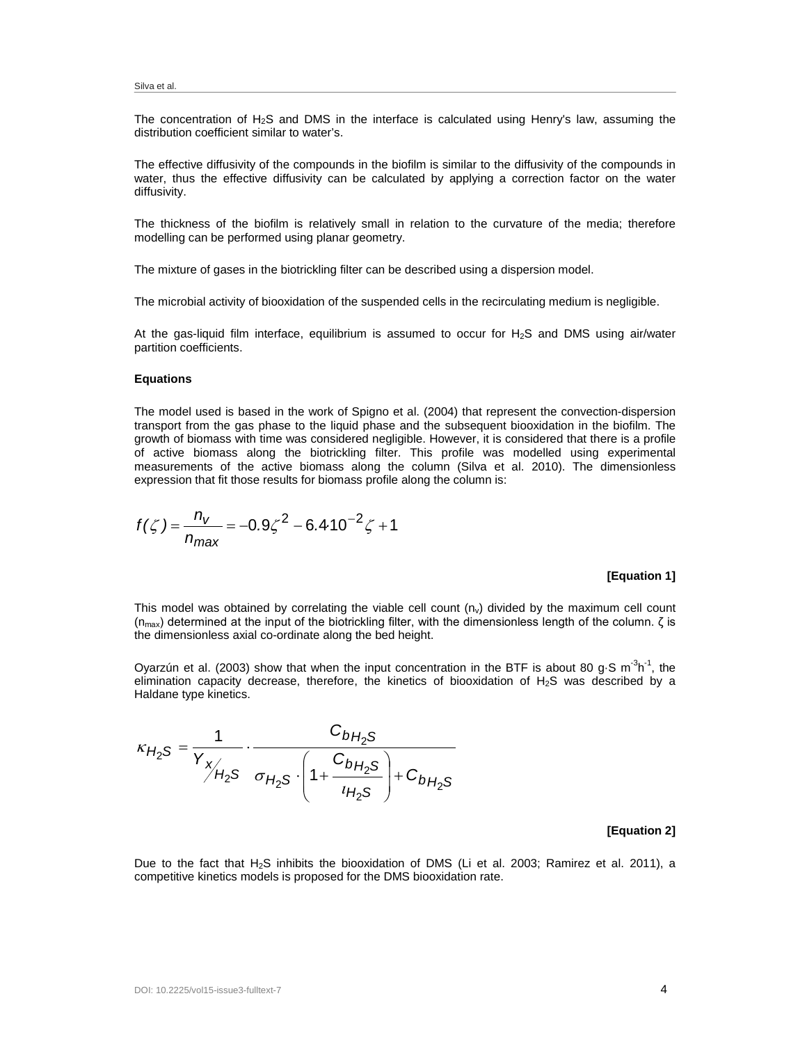The concentration of $H_2S$ and DMS in the interface is calculated using Henry's law, assuming the distribution coefficient similar to water's.

The effective diffusivity of the compounds in the biofilm is similar to the diffusivity of the compounds in water, thus the effective diffusivity can be calculated by applying a correction factor on the water diffusivity.

The thickness of the biofilm is relatively small in relation to the curvature of the media; therefore modelling can be performed using planar geometry.

The mixture of gases in the biotrickling filter can be described using a dispersion model.

The microbial activity of biooxidation of the suspended cells in the recirculating medium is negligible.

At the gas-liquid film interface, equilibrium is assumed to occur for $H_2S$ and DMS using air/water partition coefficients.

**Equations**

The model used is based in the work of Spigno et al. (2004) that represent the convection-dispersion transport from the gas phase to the liquid phase and the subsequent biooxidation in the biofilm. The growth of biomass with time was considered negligible. However, it is considered that there is a profile of active biomass along the biotrickling filter. This profile was modelled using experimental measurements of the active biomass along the column (Silva et al. 2010). The dimensionless expression that fit those results for biomass profile along the column is:

$$f(\zeta) = \frac{n_v}{n_{max}} = -0.9\zeta^2 - 6.4 \cdot 10^{-2}\zeta + 1$$

**[Equation 1]**

This model was obtained by correlating the viable cell count ($n_v$) divided by the maximum cell count ($n_{max}$) determined at the input of the biotrickling filter, with the dimensionless length of the column. $\zeta$ is the dimensionless axial co-ordinate along the bed height.

Oyarzún et al. (2003) show that when the input concentration in the BTF is about 80 g·S m$^{-3}$h$^{-1}$, the elimination capacity decrease, therefore, the kinetics of biooxidation of $H_2S$ was described by a Haldane type kinetics.

$$\kappa_{H_2S} = \frac{1}{Y_{x/H_2S}} \cdot \frac{C_{bH_2S}}{\sigma_{H_2S} \cdot \left(1 + \frac{C_{bH_2S}}{\iota_{H_2S}}\right) + C_{bH_2S}}$$

**[Equation 2]**

Due to the fact that $H_2S$ inhibits the biooxidation of DMS (Li et al. 2003; Ramirez et al. 2011), a competitive kinetics models is proposed for the DMS biooxidation rate.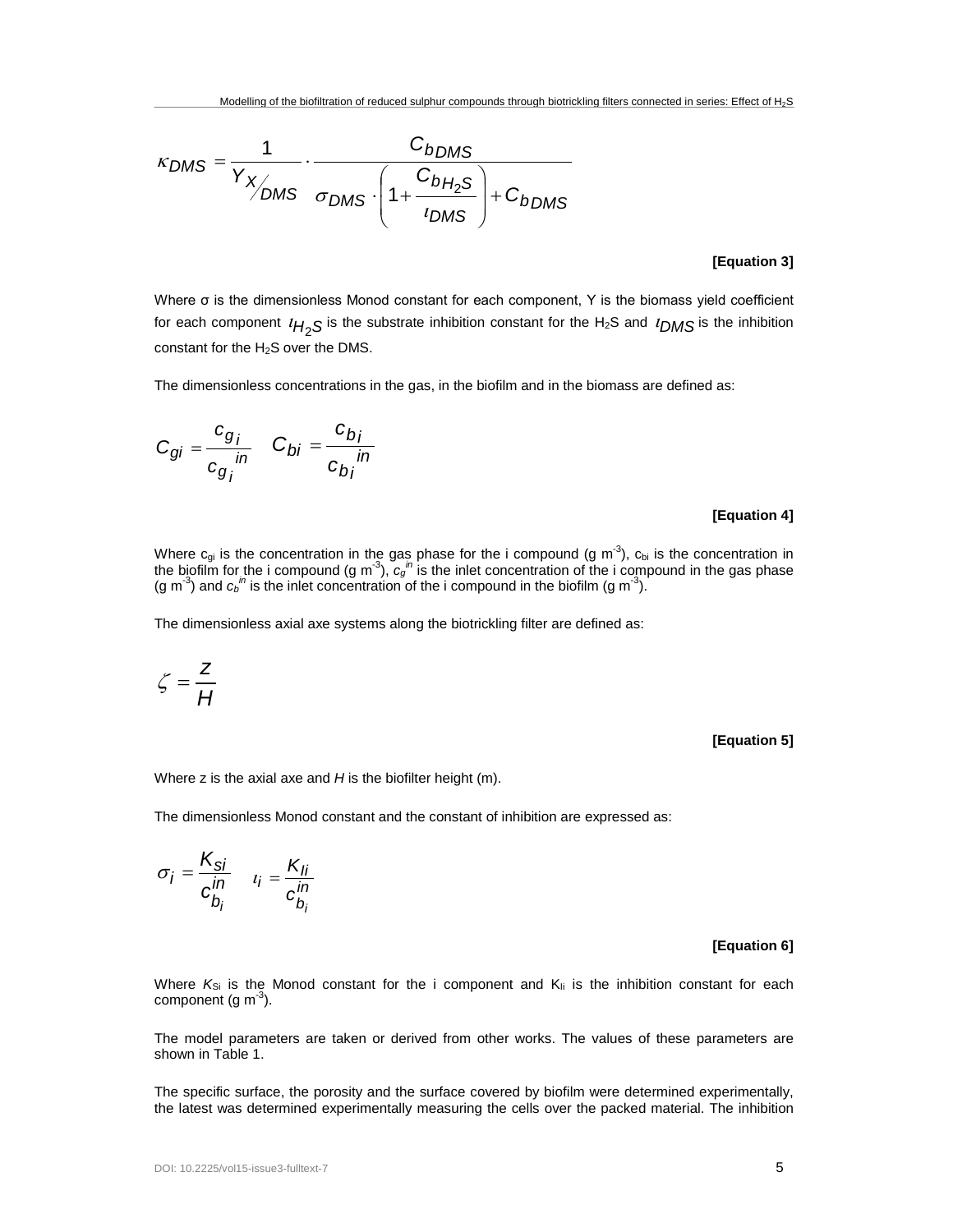$$\kappa_{DMS} = \frac{1}{Y_{X/DMS}} \cdot \frac{C_{bDMS}}{\sigma_{DMS} \cdot \left(1 + \frac{C_{bH_2S}}{\iota_{DMS}}\right) + C_{bDMS}}$$

**[Equation 3]**

Where σ is the dimensionless Monod constant for each component, Y is the biomass yield coefficient for each component $\iota_{H_2S}$ is the substrate inhibition constant for the $H_2S$ and $\iota_{DMS}$ is the inhibition constant for the $H_2S$ over the DMS.

The dimensionless concentrations in the gas, in the biofilm and in the biomass are defined as:

$$C_{gi} = \frac{c_{g_i}}{c_{g_i}^{in}} \quad C_{bi} = \frac{c_{b_i}}{c_{b_i}^{in}}$$

**[Equation 4]**

Where $c_{gi}$ is the concentration in the gas phase for the i compound (g m$^{-3}$), $c_{bi}$ is the concentration in the biofilm for the i compound (g m$^{-3}$), $c_g^{in}$ is the inlet concentration of the i compound in the gas phase (g m$^{-3}$) and $c_b^{in}$ is the inlet concentration of the i compound in the biofilm (g m$^{-3}$).

The dimensionless axial axe systems along the biotrickling filter are defined as:

$$\zeta = \frac{z}{H}$$

**[Equation 5]**

Where z is the axial axe and *H* is the biofilter height (m).

The dimensionless Monod constant and the constant of inhibition are expressed as:

$$\sigma_i = \frac{K_{si}}{c_{b_i}^{in}} \quad \iota_i = \frac{K_{Ii}}{c_{b_i}^{in}}$$

**[Equation 6]**

Where $K_{Si}$ is the Monod constant for the i component and $K_{Ii}$ is the inhibition constant for each component (g m$^{-3}$).

The model parameters are taken or derived from other works. The values of these parameters are shown in Table 1.

The specific surface, the porosity and the surface covered by biofilm were determined experimentally, the latest was determined experimentally measuring the cells over the packed material. The inhibition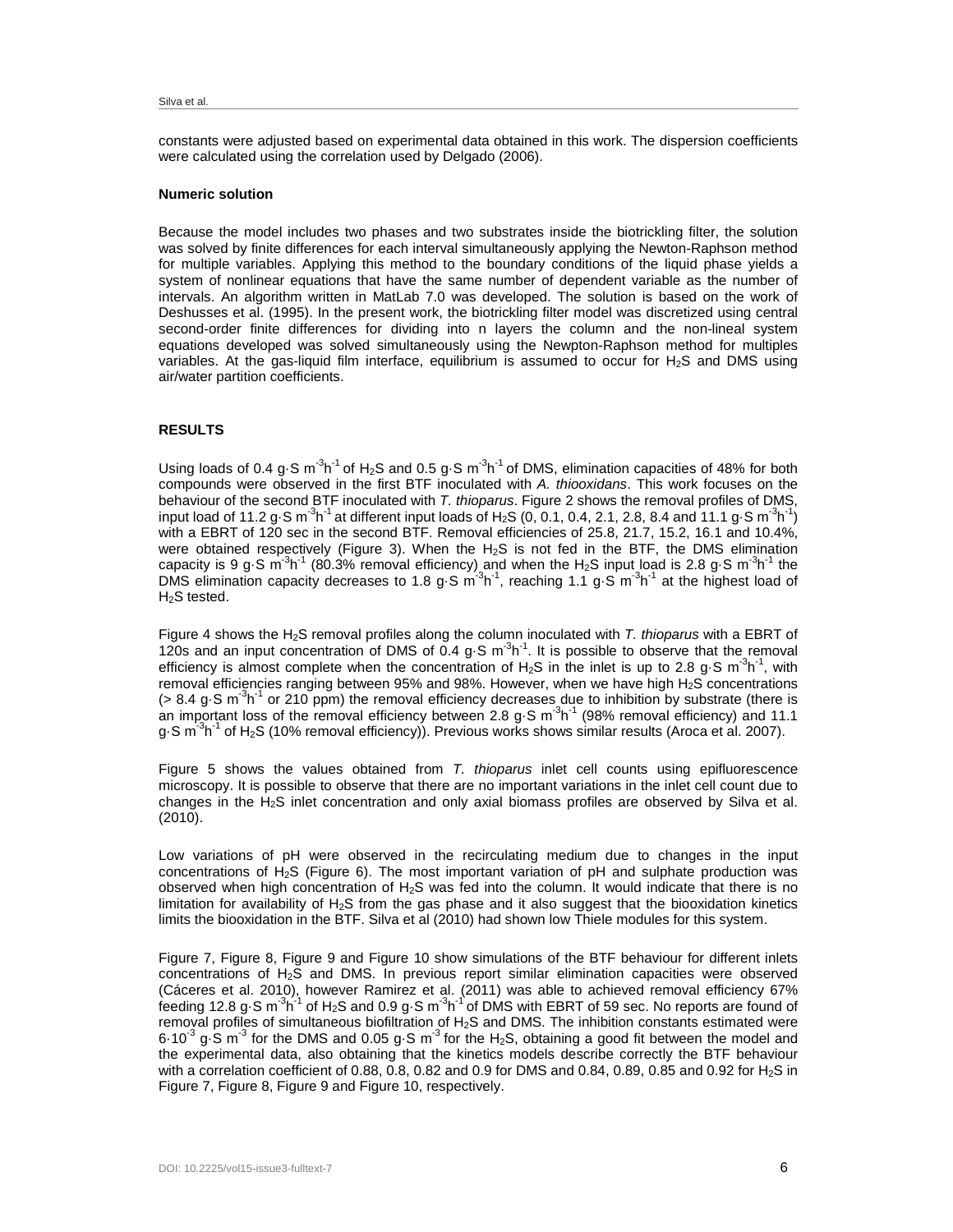constants were adjusted based on experimental data obtained in this work. The dispersion coefficients were calculated using the correlation used by Delgado (2006).

**Numeric solution**

Because the model includes two phases and two substrates inside the biotrickling filter, the solution was solved by finite differences for each interval simultaneously applying the Newton-Raphson method for multiple variables. Applying this method to the boundary conditions of the liquid phase yields a system of nonlinear equations that have the same number of dependent variable as the number of intervals. An algorithm written in MatLab 7.0 was developed. The solution is based on the work of Deshusses et al. (1995). In the present work, the biotrickling filter model was discretized using central second-order finite differences for dividing into n layers the column and the non-lineal system equations developed was solved simultaneously using the Newpton-Raphson method for multiples variables. At the gas-liquid film interface, equilibrium is assumed to occur for $H_2S$ and DMS using air/water partition coefficients.

## RESULTS

Using loads of 0.4 g·S $m^{-3}h^{-1}$ of $H_2S$ and 0.5 g·S $m^{-3}h^{-1}$ of DMS, elimination capacities of 48% for both compounds were observed in the first BTF inoculated with *A. thiooxidans*. This work focuses on the behaviour of the second BTF inoculated with *T. thioparus*. Figure 2 shows the removal profiles of DMS, input load of 11.2 g·S $m^{-3}h^{-1}$ at different input loads of $H_2S$ (0, 0.1, 0.4, 2.1, 2.8, 8.4 and 11.1 g·S $m^{-3}h^{-1}$) with a EBRT of 120 sec in the second BTF. Removal efficiencies of 25.8, 21.7, 15.2, 16.1 and 10.4%, were obtained respectively (Figure 3). When the $H_2S$ is not fed in the BTF, the DMS elimination capacity is 9 g·S $m^{-3}h^{-1}$ (80.3% removal efficiency) and when the $H_2S$ input load is 2.8 g·S $m^{-3}h^{-1}$ the DMS elimination capacity decreases to 1.8 g·S $m^{-3}h^{-1}$, reaching 1.1 g·S $m^{-3}h^{-1}$ at the highest load of $H_2S$ tested.

Figure 4 shows the $H_2S$ removal profiles along the column inoculated with *T. thioparus* with a EBRT of 120s and an input concentration of DMS of 0.4 g·S $m^{-3}h^{-1}$. It is possible to observe that the removal efficiency is almost complete when the concentration of $H_2S$ in the inlet is up to 2.8 g·S $m^{-3}h^{-1}$, with removal efficiencies ranging between 95% and 98%. However, when we have high $H_2S$ concentrations (> 8.4 g·S $m^{-3}h^{-1}$ or 210 ppm) the removal efficiency decreases due to inhibition by substrate (there is an important loss of the removal efficiency between 2.8 g·S $m^{-3}h^{-1}$ (98% removal efficiency) and 11.1 g·S $m^{-3}h^{-1}$ of $H_2S$ (10% removal efficiency)). Previous works shows similar results (Aroca et al. 2007).

Figure 5 shows the values obtained from *T. thioparus* inlet cell counts using epifluorescence microscopy. It is possible to observe that there are no important variations in the inlet cell count due to changes in the $H_2S$ inlet concentration and only axial biomass profiles are observed by Silva et al. (2010).

Low variations of pH were observed in the recirculating medium due to changes in the input concentrations of $H_2S$ (Figure 6). The most important variation of pH and sulphate production was observed when high concentration of $H_2S$ was fed into the column. It would indicate that there is no limitation for availability of $H_2S$ from the gas phase and it also suggest that the biooxidation kinetics limits the biooxidation in the BTF. Silva et al (2010) had shown low Thiele modules for this system.

Figure 7, Figure 8, Figure 9 and Figure 10 show simulations of the BTF behaviour for different inlets concentrations of $H_2S$ and DMS. In previous report similar elimination capacities were observed (Cáceres et al. 2010), however Ramirez et al. (2011) was able to achieved removal efficiency 67% feeding 12.8 g·S $m^{-3}h^{-1}$ of $H_2S$ and 0.9 g·S $m^{-3}h^{-1}$ of DMS with EBRT of 59 sec. No reports are found of removal profiles of simultaneous biofiltration of $H_2S$ and DMS. The inhibition constants estimated were $6 \cdot 10^{-3}$ g·S $m^{-3}$ for the DMS and 0.05 g·S $m^{-3}$ for the $H_2S$, obtaining a good fit between the model and the experimental data, also obtaining that the kinetics models describe correctly the BTF behaviour with a correlation coefficient of 0.88, 0.8, 0.82 and 0.9 for DMS and 0.84, 0.89, 0.85 and 0.92 for $H_2S$ in Figure 7, Figure 8, Figure 9 and Figure 10, respectively.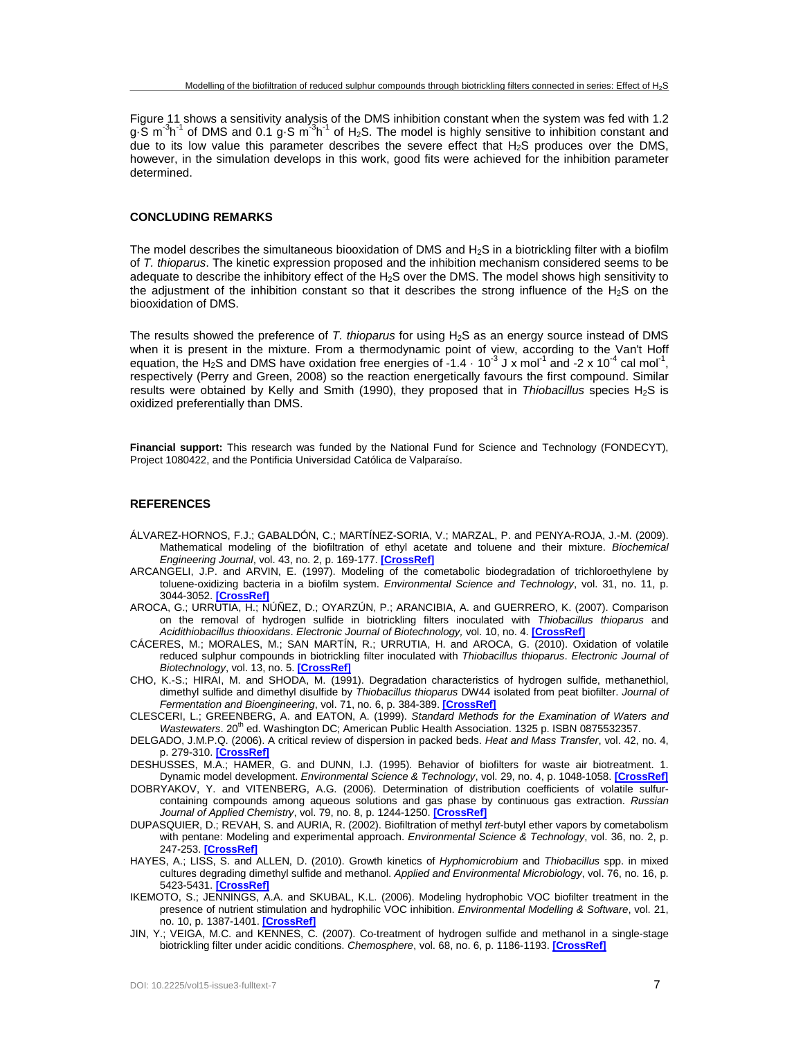Figure 11 shows a sensitivity analysis of the DMS inhibition constant when the system was fed with 1.2 $g \cdot S\ m^{-3}h^{-1}$ of DMS and 0.1 $g \cdot S\ m^{-3}h^{-1}$ of $H_2S$. The model is highly sensitive to inhibition constant and due to its low value this parameter describes the severe effect that $H_2S$ produces over the DMS, however, in the simulation develops in this work, good fits were achieved for the inhibition parameter determined.

## CONCLUDING REMARKS

The model describes the simultaneous biooxidation of DMS and $H_2S$ in a biotrickling filter with a biofilm of *T. thioparus*. The kinetic expression proposed and the inhibition mechanism considered seems to be adequate to describe the inhibitory effect of the $H_2S$ over the DMS. The model shows high sensitivity to the adjustment of the inhibition constant so that it describes the strong influence of the $H_2S$ on the biooxidation of DMS.

The results showed the preference of *T. thioparus* for using $H_2S$ as an energy source instead of DMS when it is present in the mixture. From a thermodynamic point of view, according to the Van't Hoff equation, the $H_2S$ and DMS have oxidation free energies of $-1.4 \cdot 10^{-3}$ J x $mol^{-1}$ and $-2 \times 10^{-4}$ cal $mol^{-1}$, respectively (Perry and Green, 2008) so the reaction energetically favours the first compound. Similar results were obtained by Kelly and Smith (1990), they proposed that in *Thiobacillus* species $H_2S$ is oxidized preferentially than DMS.

**Financial support:** This research was funded by the National Fund for Science and Technology (FONDECYT), Project 1080422, and the Pontificia Universidad Católica de Valparaíso.

## REFERENCES

ÁLVAREZ-HORNOS, F.J.; GABALDÓN, C.; MARTÍNEZ-SORIA, V.; MARZAL, P. and PENYA-ROJA, J.-M. (2009). Mathematical modeling of the biofiltration of ethyl acetate and toluene and their mixture. *Biochemical Engineering Journal*, vol. 43, no. 2, p. 169-177. **[CrossRef]**

ARCANGELI, J.P. and ARVIN, E. (1997). Modeling of the cometabolic biodegradation of trichloroethylene by toluene-oxidizing bacteria in a biofilm system. *Environmental Science and Technology*, vol. 31, no. 11, p. 3044-3052. **[CrossRef]**

AROCA, G.; URRUTIA, H.; NÚÑEZ, D.; OYARZÚN, P.; ARANCIBIA, A. and GUERRERO, K. (2007). Comparison on the removal of hydrogen sulfide in biotrickling filters inoculated with *Thiobacillus thioparus* and *Acidithiobacillus thiooxidans*. *Electronic Journal of Biotechnology,* vol. 10, no. 4. **[CrossRef]**

CÁCERES, M.; MORALES, M.; SAN MARTÍN, R.; URRUTIA, H. and AROCA, G. (2010). Oxidation of volatile reduced sulphur compounds in biotrickling filter inoculated with *Thiobacillus thioparus*. *Electronic Journal of Biotechnology*, vol. 13, no. 5. **[CrossRef]**

CHO, K.-S.; HIRAI, M. and SHODA, M. (1991). Degradation characteristics of hydrogen sulfide, methanethiol, dimethyl sulfide and dimethyl disulfide by *Thiobacillus thioparus* DW44 isolated from peat biofilter. *Journal of Fermentation and Bioengineering*, vol. 71, no. 6, p. 384-389. **[CrossRef]**

CLESCERI, L.; GREENBERG, A. and EATON, A. (1999). *Standard Methods for the Examination of Waters and Wastewaters*. 20th ed. Washington DC; American Public Health Association. 1325 p. ISBN 0875532357.

DELGADO, J.M.P.Q. (2006). A critical review of dispersion in packed beds. *Heat and Mass Transfer*, vol. 42, no. 4, p. 279-310. **[CrossRef]**

DESHUSSES, M.A.; HAMER, G. and DUNN, I.J. (1995). Behavior of biofilters for waste air biotreatment. 1. Dynamic model development. *Environmental Science & Technology*, vol. 29, no. 4, p. 1048-1058. **[CrossRef]**

DOBRYAKOV, Y. and VITENBERG, A.G. (2006). Determination of distribution coefficients of volatile sulfur-containing compounds among aqueous solutions and gas phase by continuous gas extraction. *Russian Journal of Applied Chemistry*, vol. 79, no. 8, p. 1244-1250. **[CrossRef]**

DUPASQUIER, D.; REVAH, S. and AURIA, R. (2002). Biofiltration of methyl *tert*-butyl ether vapors by cometabolism with pentane: Modeling and experimental approach. *Environmental Science & Technology*, vol. 36, no. 2, p. 247-253. **[CrossRef]**

HAYES, A.; LISS, S. and ALLEN, D. (2010). Growth kinetics of *Hyphomicrobium* and *Thiobacillus* spp. in mixed cultures degrading dimethyl sulfide and methanol. *Applied and Environmental Microbiology*, vol. 76, no. 16, p. 5423-5431. **[CrossRef]**

IKEMOTO, S.; JENNINGS, A.A. and SKUBAL, K.L. (2006). Modeling hydrophobic VOC biofilter treatment in the presence of nutrient stimulation and hydrophilic VOC inhibition. *Environmental Modelling & Software*, vol. 21, no. 10, p. 1387-1401. **[CrossRef]**

JIN, Y.; VEIGA, M.C. and KENNES, C. (2007). Co-treatment of hydrogen sulfide and methanol in a single-stage biotrickling filter under acidic conditions. *Chemosphere*, vol. 68, no. 6, p. 1186-1193. **[CrossRef]**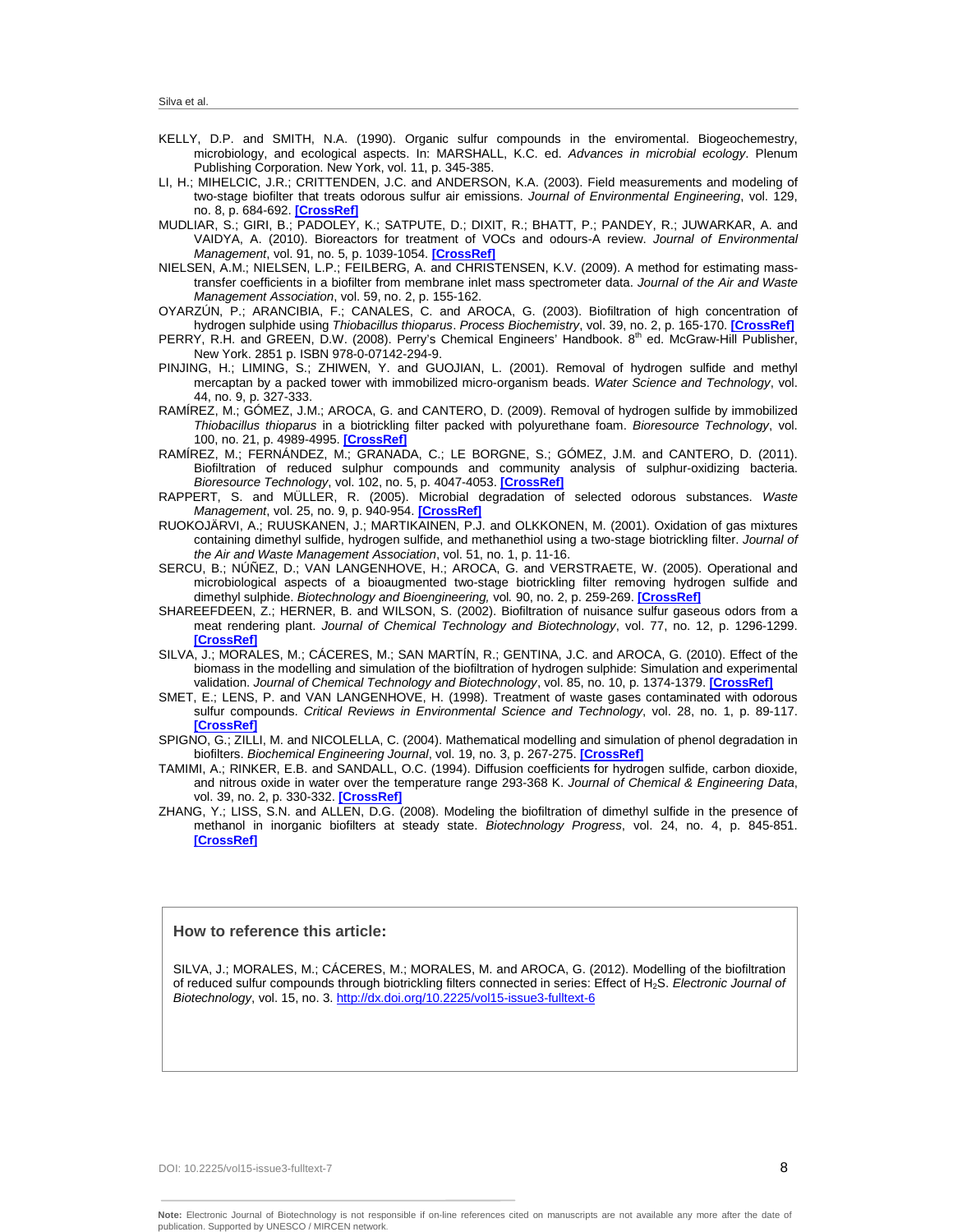KELLY, D.P. and SMITH, N.A. (1990). Organic sulfur compounds in the enviromental. Biogeochemestry, microbiology, and ecological aspects. In: MARSHALL, K.C. ed. *Advances in microbial ecology*. Plenum Publishing Corporation. New York, vol. 11, p. 345-385.

LI, H.; MIHELCIC, J.R.; CRITTENDEN, J.C. and ANDERSON, K.A. (2003). Field measurements and modeling of two-stage biofilter that treats odorous sulfur air emissions. *Journal of Environmental Engineering*, vol. 129, no. 8, p. 684-692. **[CrossRef]**

MUDLIAR, S.; GIRI, B.; PADOLEY, K.; SATPUTE, D.; DIXIT, R.; BHATT, P.; PANDEY, R.; JUWARKAR, A. and VAIDYA, A. (2010). Bioreactors for treatment of VOCs and odours-A review. *Journal of Environmental Management*, vol. 91, no. 5, p. 1039-1054. **[CrossRef]**

NIELSEN, A.M.; NIELSEN, L.P.; FEILBERG, A. and CHRISTENSEN, K.V. (2009). A method for estimating mass-transfer coefficients in a biofilter from membrane inlet mass spectrometer data. *Journal of the Air and Waste Management Association*, vol. 59, no. 2, p. 155-162.

OYARZÚN, P.; ARANCIBIA, F.; CANALES, C. and AROCA, G. (2003). Biofiltration of high concentration of hydrogen sulphide using *Thiobacillus thioparus*. *Process Biochemistry*, vol. 39, no. 2, p. 165-170. **[CrossRef]**

PERRY, R.H. and GREEN, D.W. (2008). Perry's Chemical Engineers' Handbook. 8th ed. McGraw-Hill Publisher, New York. 2851 p. ISBN 978-0-07142-294-9.

PINJING, H.; LIMING, S.; ZHIWEN, Y. and GUOJIAN, L. (2001). Removal of hydrogen sulfide and methyl mercaptan by a packed tower with immobilized micro-organism beads. *Water Science and Technology*, vol. 44, no. 9, p. 327-333.

RAMÍREZ, M.; GÓMEZ, J.M.; AROCA, G. and CANTERO, D. (2009). Removal of hydrogen sulfide by immobilized *Thiobacillus thioparus* in a biotrickling filter packed with polyurethane foam. *Bioresource Technology*, vol. 100, no. 21, p. 4989-4995. **[CrossRef]**

RAMÍREZ, M.; FERNÁNDEZ, M.; GRANADA, C.; LE BORGNE, S.; GÓMEZ, J.M. and CANTERO, D. (2011). Biofiltration of reduced sulphur compounds and community analysis of sulphur-oxidizing bacteria. *Bioresource Technology*, vol. 102, no. 5, p. 4047-4053. **[CrossRef]**

RAPPERT, S. and MÜLLER, R. (2005). Microbial degradation of selected odorous substances. *Waste Management*, vol. 25, no. 9, p. 940-954. **[CrossRef]**

RUOKOJÄRVI, A.; RUUSKANEN, J.; MARTIKAINEN, P.J. and OLKKONEN, M. (2001). Oxidation of gas mixtures containing dimethyl sulfide, hydrogen sulfide, and methanethiol using a two-stage biotrickling filter. *Journal of the Air and Waste Management Association*, vol. 51, no. 1, p. 11-16.

SERCU, B.; NÚÑEZ, D.; VAN LANGENHOVE, H.; AROCA, G. and VERSTRAETE, W. (2005). Operational and microbiological aspects of a bioaugmented two-stage biotrickling filter removing hydrogen sulfide and dimethyl sulphide. *Biotechnology and Bioengineering,* vol. 90, no. 2, p. 259-269. **[CrossRef]**

SHAREEFDEEN, Z.; HERNER, B. and WILSON, S. (2002). Biofiltration of nuisance sulfur gaseous odors from a meat rendering plant. *Journal of Chemical Technology and Biotechnology*, vol. 77, no. 12, p. 1296-1299. **[CrossRef]**

SILVA, J.; MORALES, M.; CÁCERES, M.; SAN MARTÍN, R.; GENTINA, J.C. and AROCA, G. (2010). Effect of the biomass in the modelling and simulation of the biofiltration of hydrogen sulphide: Simulation and experimental validation. *Journal of Chemical Technology and Biotechnology*, vol. 85, no. 10, p. 1374-1379. **[CrossRef]**

SMET, E.; LENS, P. and VAN LANGENHOVE, H. (1998). Treatment of waste gases contaminated with odorous sulfur compounds. *Critical Reviews in Environmental Science and Technology*, vol. 28, no. 1, p. 89-117. **[CrossRef]**

SPIGNO, G.; ZILLI, M. and NICOLELLA, C. (2004). Mathematical modelling and simulation of phenol degradation in biofilters. *Biochemical Engineering Journal*, vol. 19, no. 3, p. 267-275. **[CrossRef]**

TAMIMI, A.; RINKER, E.B. and SANDALL, O.C. (1994). Diffusion coefficients for hydrogen sulfide, carbon dioxide, and nitrous oxide in water over the temperature range 293-368 K. *Journal of Chemical & Engineering Data*, vol. 39, no. 2, p. 330-332. **[CrossRef]**

ZHANG, Y.; LISS, S.N. and ALLEN, D.G. (2008). Modeling the biofiltration of dimethyl sulfide in the presence of methanol in inorganic biofilters at steady state. *Biotechnology Progress*, vol. 24, no. 4, p. 845-851. **[CrossRef]**

**How to reference this article:**

SILVA, J.; MORALES, M.; CÁCERES, M.; MORALES, M. and AROCA, G. (2012). Modelling of the biofiltration of reduced sulfur compounds through biotrickling filters connected in series: Effect of $H_2S$. *Electronic Journal of Biotechnology*, vol. 15, no. 3. http://dx.doi.org/10.2225/vol15-issue3-fulltext-6

**Note:** Electronic Journal of Biotechnology is not responsible if on-line references cited on manuscripts are not available any more after the date of publication. Supported by UNESCO / MIRCEN network.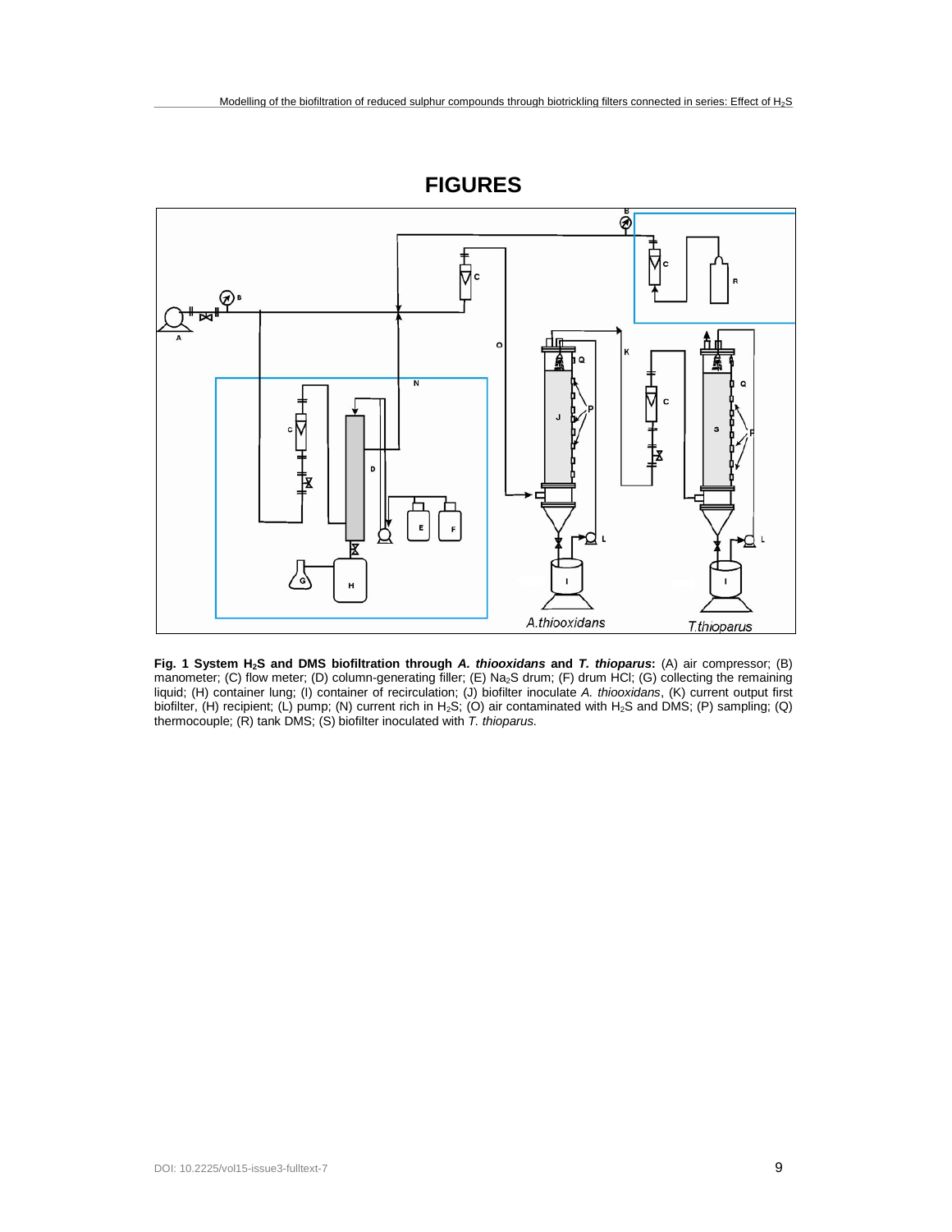# FIGURES

**Fig. 1 System $H_2S$ and DMS biofiltration through *A. thiooxidans* and *T. thioparus*:** (A) air compressor; (B) manometer; (C) flow meter; (D) column-generating filler; (E) $Na_2S$ drum; (F) drum HCl; (G) collecting the remaining liquid; (H) container lung; (I) container of recirculation; (J) biofilter inoculate *A. thiooxidans*, (K) current output first biofilter, (H) recipient; (L) pump; (N) current rich in $H_2S$; (O) air contaminated with $H_2S$ and DMS; (P) sampling; (Q) thermocouple; (R) tank DMS; (S) biofilter inoculated with *T. thioparus*.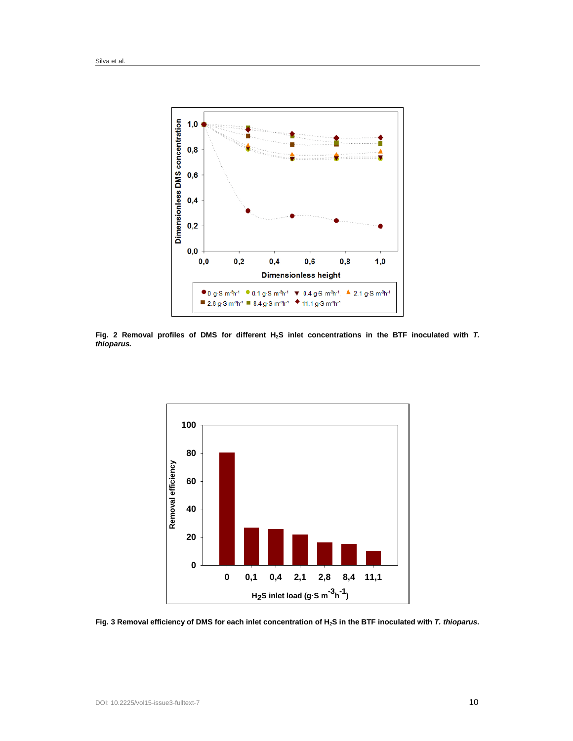**Fig. 2 Removal profiles of DMS for different $H_2S$ inlet concentrations in the BTF inoculated with *T. thioparus*.**

**Fig. 3 Removal efficiency of DMS for each inlet concentration of $H_2S$ in the BTF inoculated with *T. thioparus*.**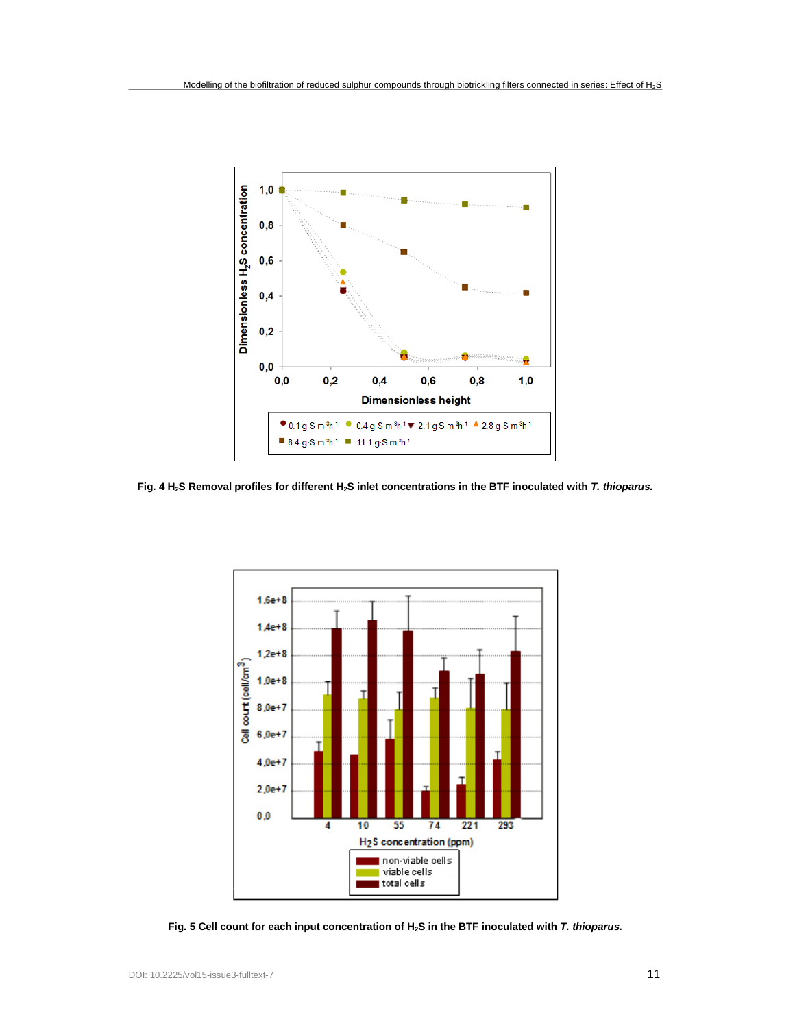**Fig. 4 $H_2S$ Removal profiles for different $H_2S$ inlet concentrations in the BTF inoculated with *T. thioparus.***

**Fig. 5 Cell count for each input concentration of $H_2S$ in the BTF inoculated with *T. thioparus.***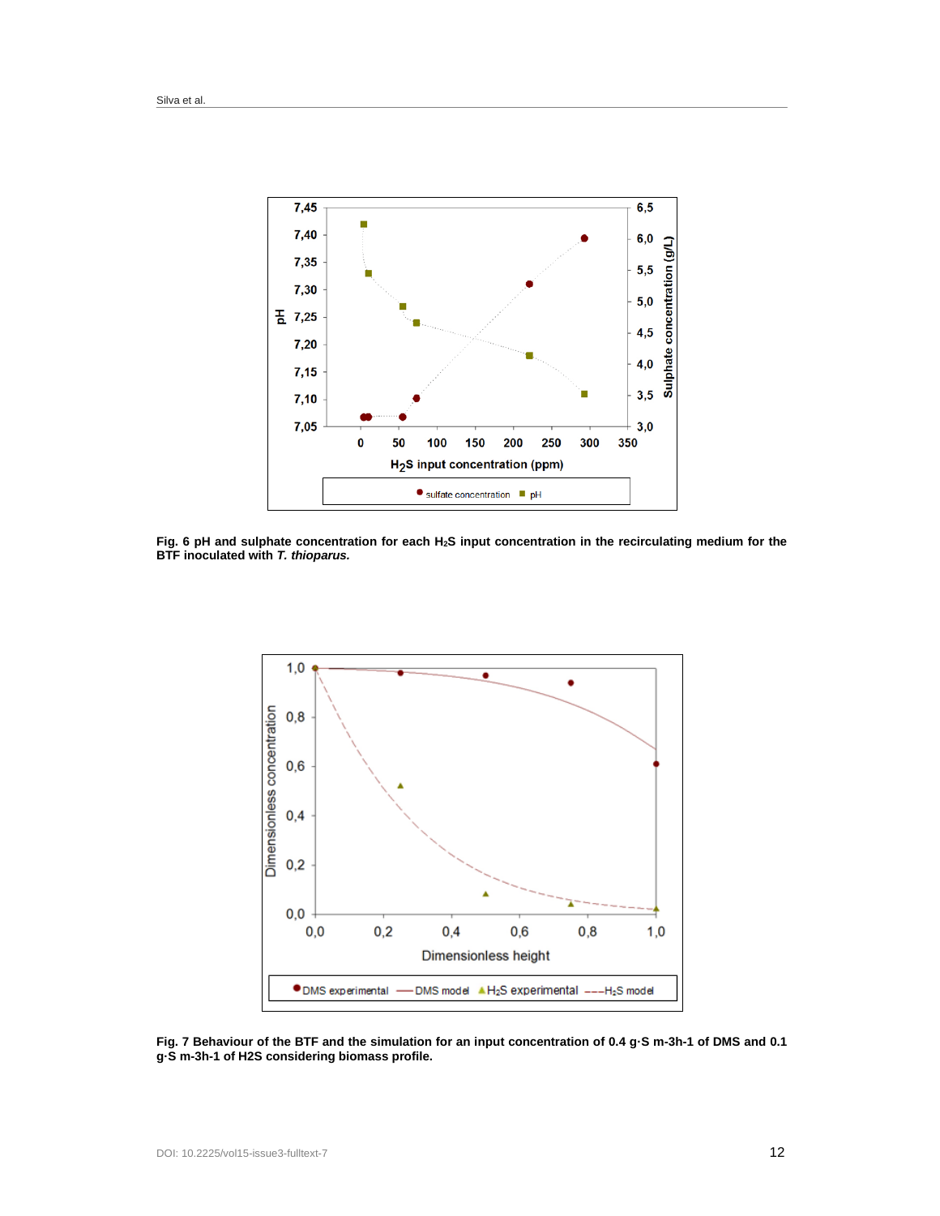**Fig. 6 pH and sulphate concentration for each $H_2S$ input concentration in the recirculating medium for the BTF inoculated with *T. thioparus.***

**Fig. 7 Behaviour of the BTF and the simulation for an input concentration of 0.4 g·S m-3h-1 of DMS and 0.1 g·S m-3h-1 of H2S considering biomass profile.**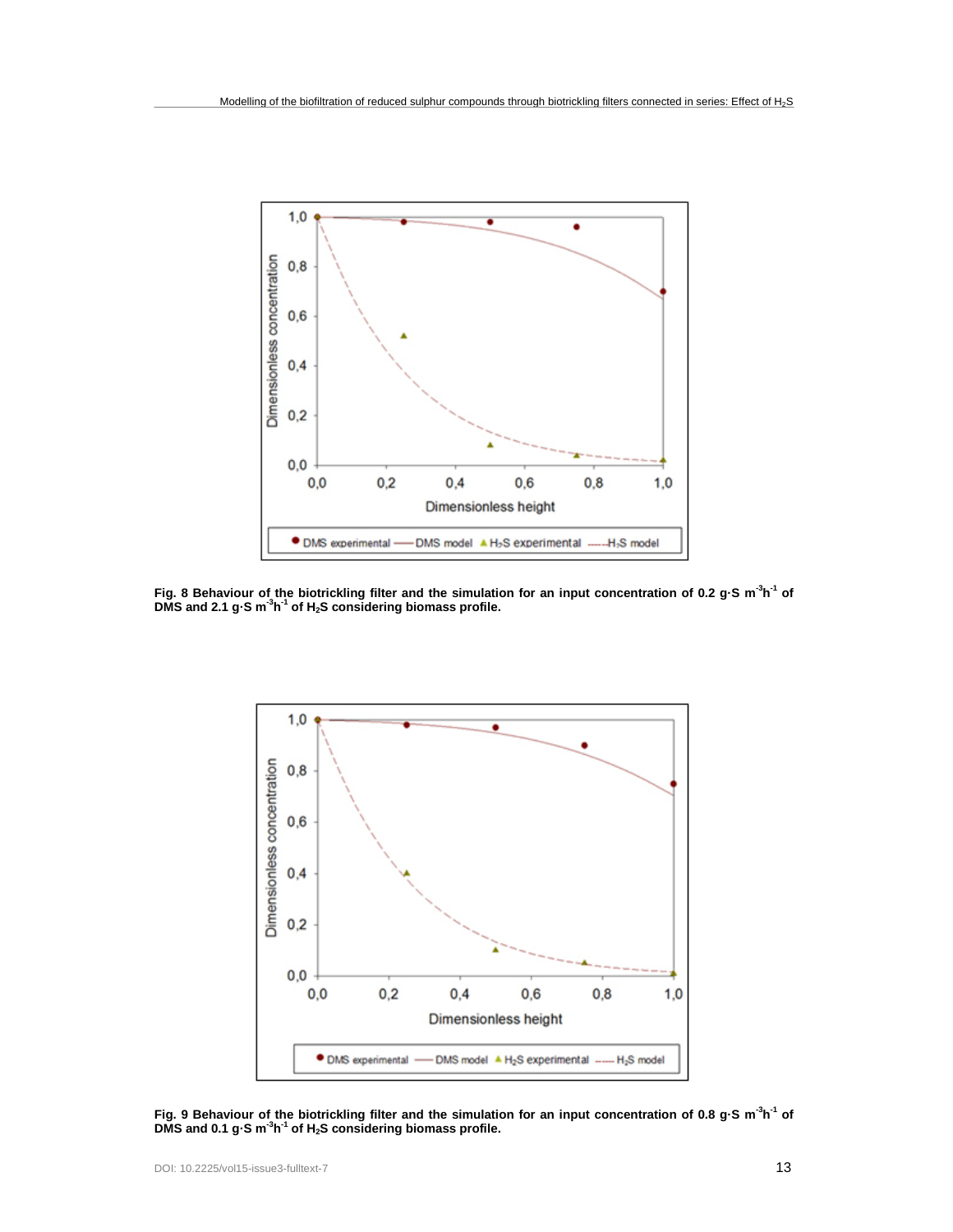**Fig. 8 Behaviour of the biotrickling filter and the simulation for an input concentration of 0.2 g·S $m^{-3}h^{-1}$ of DMS and 2.1 g·S $m^{-3}h^{-1}$ of $H_2S$ considering biomass profile.**

**Fig. 9 Behaviour of the biotrickling filter and the simulation for an input concentration of 0.8 g·S $m^{-3}h^{-1}$ of DMS and 0.1 g·S $m^{-3}h^{-1}$ of $H_2S$ considering biomass profile.**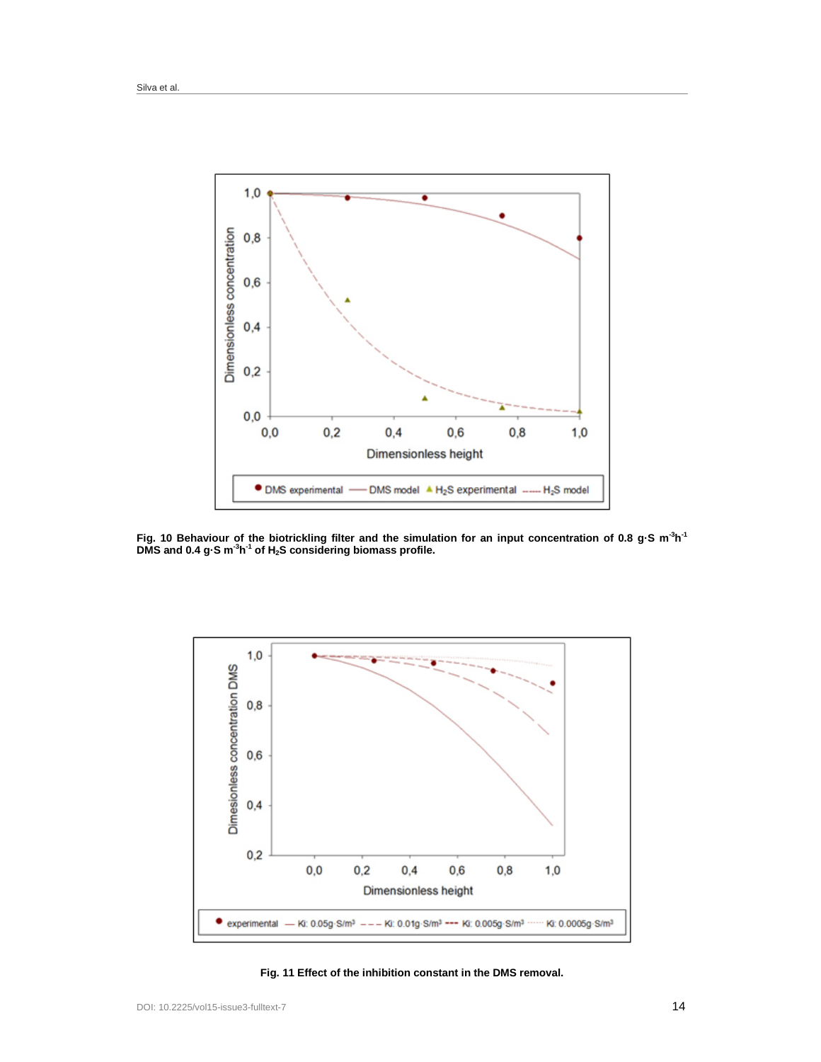**Fig. 10 Behaviour of the biotrickling filter and the simulation for an input concentration of 0.8 g·S $m^{-3}h^{-1}$ DMS and 0.4 g·S $m^{-3}h^{-1}$ of $H_2S$ considering biomass profile.**

**Fig. 11 Effect of the inhibition constant in the DMS removal.**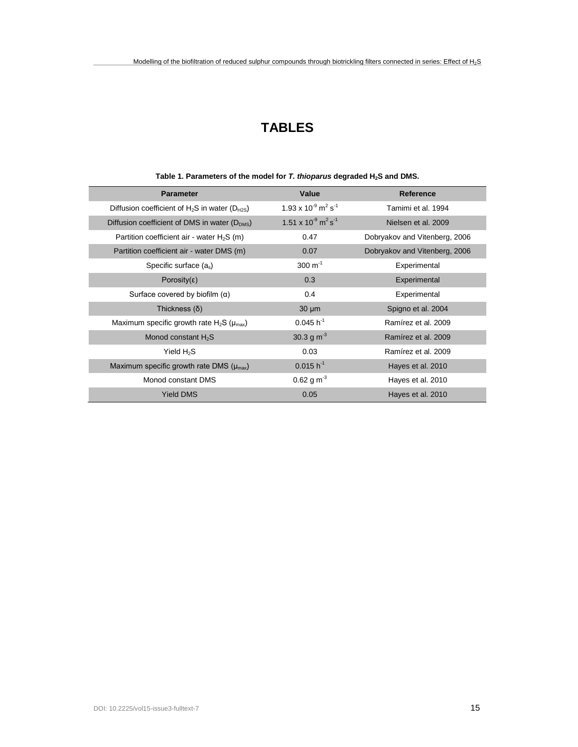# TABLES

**Table 1. Parameters of the model for *T. thioparus* degraded $H_2S$ and DMS.**

| Parameter | Value | Reference |
|---|---|---|
| Diffusion coefficient of $H_2S$ in water ($D_{H2S}$) | $1.93 \times 10^{-9}$ $m^2$ $s^{-1}$ | Tamimi et al. 1994 |
| Diffusion coefficient of DMS in water ($D_{DMS}$) | $1.51 \times 10^{-9}$ $m^2$ $s^{-1}$ | Nielsen et al. 2009 |
| Partition coefficient air - water $H_2S$ (m) | 0.47 | Dobryakov and Vitenberg, 2006 |
| Partition coefficient air - water DMS (m) | 0.07 | Dobryakov and Vitenberg, 2006 |
| Specific surface ($a_s$) | 300 $m^{-1}$ | Experimental |
| Porosity($\varepsilon$) | 0.3 | Experimental |
| Surface covered by biofilm ($\alpha$) | 0.4 | Experimental |
| Thickness ($\delta$) | 30 μm | Spigno et al. 2004 |
| Maximum specific growth rate $H_2S$ ($\mu_{max}$) | 0.045 $h^{-1}$ | Ramírez et al. 2009 |
| Monod constant $H_2S$ | 30.3 g $m^{-3}$ | Ramírez et al. 2009 |
| Yield $H_2S$ | 0.03 | Ramírez et al. 2009 |
| Maximum specific growth rate DMS ($\mu_{max}$) | 0.015 $h^{-1}$ | Hayes et al. 2010 |
| Monod constant DMS | 0.62 g $m^{-3}$ | Hayes et al. 2010 |
| Yield DMS | 0.05 | Hayes et al. 2010 |